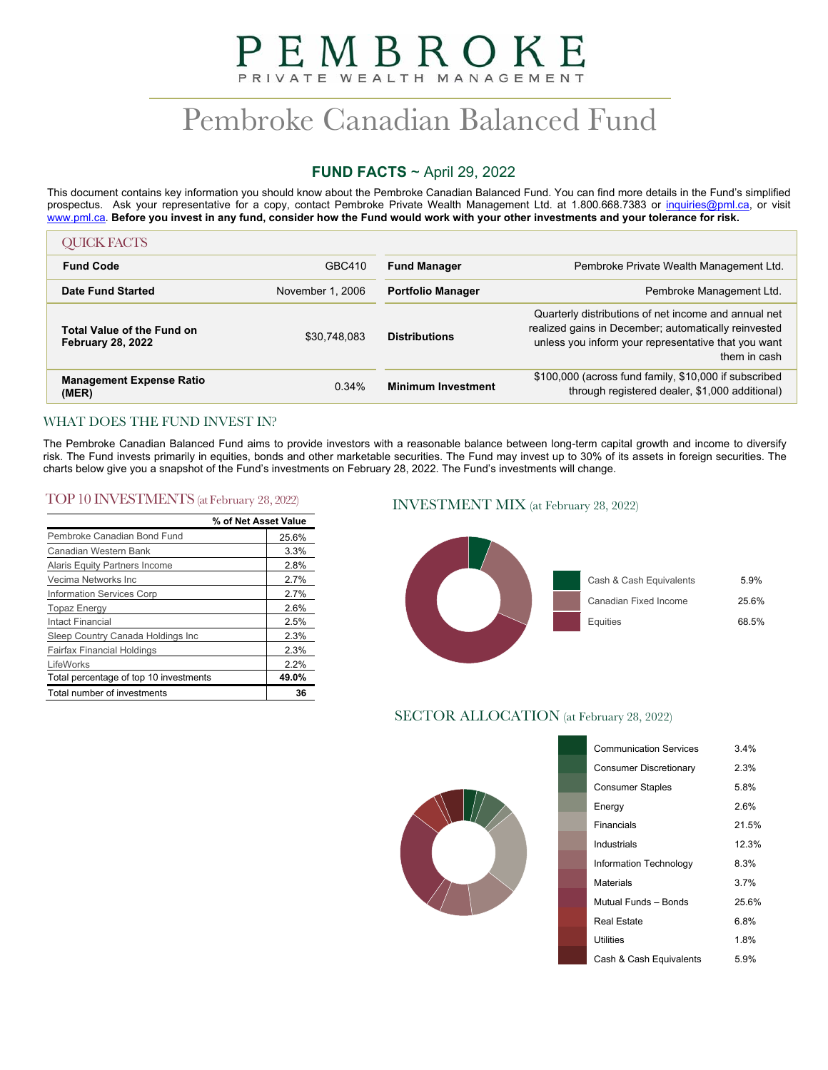# PEMBROKE

PRIVATE WEALTH MANAGEMENT

# Pembroke Canadian Balanced Fund

## FUND FACTS ~ April 29, 2022

This document contains key information you should know about the Pembroke Canadian Balanced Fund. You can find more details in the Fund's simplified prospectus. Ask your representative for a copy, contact Pembroke Private Wealth Management Ltd. at 1.800.668.7383 or inquiries@pml.ca, or visit www.pml.ca. **Before you invest in any fund, consider how the Fund would work with your other investments and your tolerance for risk.**

## QUICK FACTS

| | | | |
|---|---|---|---|
| **Fund Code** | GBC410 | **Fund Manager** | Pembroke Private Wealth Management Ltd. |
| **Date Fund Started** | November 1, 2006 | **Portfolio Manager** | Pembroke Management Ltd. |
| **Total Value of the Fund on February 28, 2022** | $30,748,083 | **Distributions** | Quarterly distributions of net income and annual net realized gains in December; automatically reinvested unless you inform your representative that you want them in cash |
| **Management Expense Ratio (MER)** | 0.34% | **Minimum Investment** | $100,000 (across fund family, $10,000 if subscribed through registered dealer, $1,000 additional) |

## WHAT DOES THE FUND INVEST IN?

The Pembroke Canadian Balanced Fund aims to provide investors with a reasonable balance between long-term capital growth and income to diversify risk. The Fund invests primarily in equities, bonds and other marketable securities. The Fund may invest up to 30% of its assets in foreign securities. The charts below give you a snapshot of the Fund's investments on February 28, 2022. The Fund's investments will change.

### TOP 10 INVESTMENTS (at February 28, 2022)

| | % of Net Asset Value |
|---|---|
| Pembroke Canadian Bond Fund | 25.6% |
| Canadian Western Bank | 3.3% |
| Alaris Equity Partners Income | 2.8% |
| Vecima Networks Inc | 2.7% |
| Information Services Corp | 2.7% |
| Topaz Energy | 2.6% |
| Intact Financial | 2.5% |
| Sleep Country Canada Holdings Inc | 2.3% |
| Fairfax Financial Holdings | 2.3% |
| LifeWorks | 2.2% |
| Total percentage of top 10 investments | **49.0%** |
| Total number of investments | **36** |

### INVESTMENT MIX (at February 28, 2022)

| | |
|---|---|
| Cash & Cash Equivalents | 5.9% |
| Canadian Fixed Income | 25.6% |
| Equities | 68.5% |

### SECTOR ALLOCATION (at February 28, 2022)

| | |
|---|---|
| Communication Services | 3.4% |
| Consumer Discretionary | 2.3% |
| Consumer Staples | 5.8% |
| Energy | 2.6% |
| Financials | 21.5% |
| Industrials | 12.3% |
| Information Technology | 8.3% |
| Materials | 3.7% |
| Mutual Funds – Bonds | 25.6% |
| Real Estate | 6.8% |
| Utilities | 1.8% |
| Cash & Cash Equivalents | 5.9% |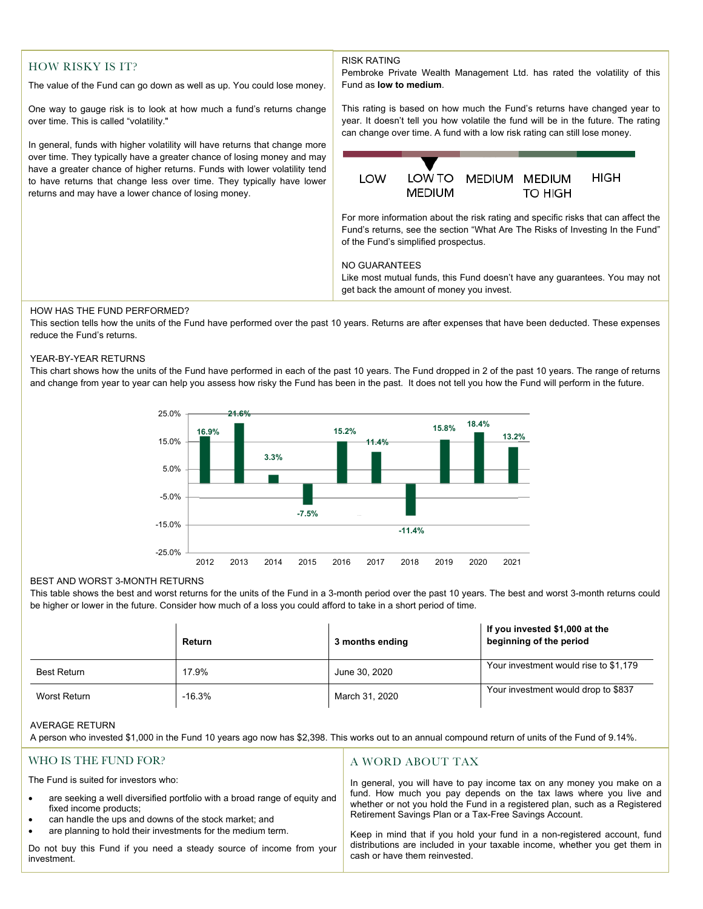## HOW RISKY IS IT?

The value of the Fund can go down as well as up. You could lose money.

One way to gauge risk is to look at how much a fund's returns change over time. This is called "volatility."

In general, funds with higher volatility will have returns that change more over time. They typically have a greater chance of losing money and may have a greater chance of higher returns. Funds with lower volatility tend to have returns that change less over time. They typically have lower returns and may have a lower chance of losing money.

RISK RATING

Pembroke Private Wealth Management Ltd. has rated the volatility of this Fund as **low to medium**.

This rating is based on how much the Fund's returns have changed year to year. It doesn't tell you how volatile the fund will be in the future. The rating can change over time. A fund with a low risk rating can still lose money.

LOW | LOW TO MEDIUM | MEDIUM | MEDIUM TO HIGH | HIGH

For more information about the risk rating and specific risks that can affect the Fund's returns, see the section "What Are The Risks of Investing In the Fund" of the Fund's simplified prospectus.

NO GUARANTEES

Like most mutual funds, this Fund doesn't have any guarantees. You may not get back the amount of money you invest.

HOW HAS THE FUND PERFORMED?

This section tells how the units of the Fund have performed over the past 10 years. Returns are after expenses that have been deducted. These expenses reduce the Fund's returns.

YEAR-BY-YEAR RETURNS

This chart shows how the units of the Fund have performed in each of the past 10 years. The Fund dropped in 2 of the past 10 years. The range of returns and change from year to year can help you assess how risky the Fund has been in the past. It does not tell you how the Fund will perform in the future.

| Year | 2012 | 2013 | 2014 | 2015 | 2016 | 2017 | 2018 | 2019 | 2020 | 2021 |
|---|---|---|---|---|---|---|---|---|---|---|
| Return | 16.9% | 21.6% | 3.3% | -7.5% | 15.2% | 11.4% | -11.4% | 15.8% | 18.4% | 13.2% |

BEST AND WORST 3-MONTH RETURNS

This table shows the best and worst returns for the units of the Fund in a 3-month period over the past 10 years. The best and worst 3-month returns could be higher or lower in the future. Consider how much of a loss you could afford to take in a short period of time.

| | Return | 3 months ending | If you invested $1,000 at the beginning of the period |
|---|---|---|---|
| Best Return | 17.9% | June 30, 2020 | Your investment would rise to $1,179 |
| Worst Return | -16.3% | March 31, 2020 | Your investment would drop to $837 |

AVERAGE RETURN

A person who invested $1,000 in the Fund 10 years ago now has $2,398. This works out to an annual compound return of units of the Fund of 9.14%.

## WHO IS THE FUND FOR?

The Fund is suited for investors who:

- are seeking a well diversified portfolio with a broad range of equity and fixed income products;
- can handle the ups and downs of the stock market; and
- are planning to hold their investments for the medium term.

Do not buy this Fund if you need a steady source of income from your investment.

## A WORD ABOUT TAX

In general, you will have to pay income tax on any money you make on a fund. How much you pay depends on the tax laws where you live and whether or not you hold the Fund in a registered plan, such as a Registered Retirement Savings Plan or a Tax-Free Savings Account.

Keep in mind that if you hold your fund in a non-registered account, fund distributions are included in your taxable income, whether you get them in cash or have them reinvested.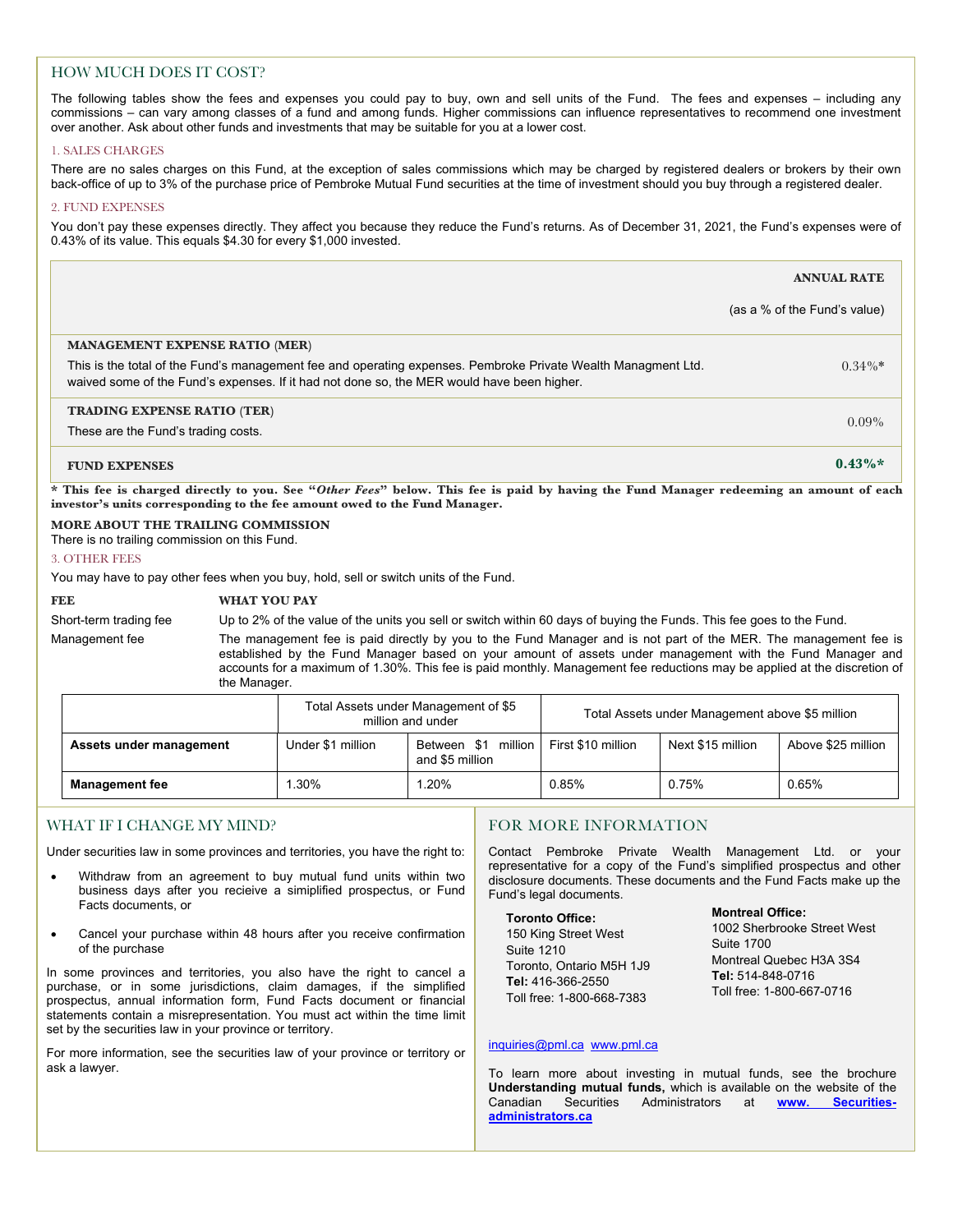## HOW MUCH DOES IT COST?

The following tables show the fees and expenses you could pay to buy, own and sell units of the Fund. The fees and expenses – including any commissions – can vary among classes of a fund and among funds. Higher commissions can influence representatives to recommend one investment over another. Ask about other funds and investments that may be suitable for you at a lower cost.

### 1. SALES CHARGES

There are no sales charges on this Fund, at the exception of sales commissions which may be charged by registered dealers or brokers by their own back-office of up to 3% of the purchase price of Pembroke Mutual Fund securities at the time of investment should you buy through a registered dealer.

### 2. FUND EXPENSES

You don't pay these expenses directly. They affect you because they reduce the Fund's returns. As of December 31, 2021, the Fund's expenses were of 0.43% of its value. This equals $4.30 for every $1,000 invested.

| | **ANNUAL RATE** (as a % of the Fund's value) |
|---|---|
| **MANAGEMENT EXPENSE RATIO (MER)** This is the total of the Fund's management fee and operating expenses. Pembroke Private Wealth Managment Ltd. waived some of the Fund's expenses. If it had not done so, the MER would have been higher. | 0.34%* |
| **TRADING EXPENSE RATIO (TER)** These are the Fund's trading costs. | 0.09% |
| **FUND EXPENSES** | **0.43%*** |

**\* This fee is charged directly to you. See "*Other Fees*" below. This fee is paid by having the Fund Manager redeeming an amount of each investor's units corresponding to the fee amount owed to the Fund Manager.**

**MORE ABOUT THE TRAILING COMMISSION**

There is no trailing commission on this Fund.

### 3. OTHER FEES

You may have to pay other fees when you buy, hold, sell or switch units of the Fund.

| FEE | WHAT YOU PAY |
|---|---|
| Short-term trading fee | Up to 2% of the value of the units you sell or switch within 60 days of buying the Funds. This fee goes to the Fund. |
| Management fee | The management fee is paid directly by you to the Fund Manager and is not part of the MER. The management fee is established by the Fund Manager based on your amount of assets under management with the Fund Manager and accounts for a maximum of 1.30%. This fee is paid monthly. Management fee reductions may be applied at the discretion of the Manager. |

| | Total Assets under Management of $5 million and under | | Total Assets under Management above $5 million | | |
|---|---|---|---|---|---|
| **Assets under management** | Under $1 million | Between $1 million and $5 million | First $10 million | Next $15 million | Above $25 million |
| **Management fee** | 1.30% | 1.20% | 0.85% | 0.75% | 0.65% |

## WHAT IF I CHANGE MY MIND?

Under securities law in some provinces and territories, you have the right to:

- Withdraw from an agreement to buy mutual fund units within two business days after you recieive a simiplified prospectus, or Fund Facts documents, or
- Cancel your purchase within 48 hours after you receive confirmation of the purchase

In some provinces and territories, you also have the right to cancel a purchase, or in some jurisdictions, claim damages, if the simplified prospectus, annual information form, Fund Facts document or financial statements contain a misrepresentation. You must act within the time limit set by the securities law in your province or territory.

For more information, see the securities law of your province or territory or ask a lawyer.

## FOR MORE INFORMATION

Contact Pembroke Private Wealth Management Ltd. or your representative for a copy of the Fund's simplified prospectus and other disclosure documents. These documents and the Fund Facts make up the Fund's legal documents.

**Toronto Office:**
150 King Street West
Suite 1210
Toronto, Ontario M5H 1J9
**Tel:** 416-366-2550
Toll free: 1-800-668-7383

**Montreal Office:**
1002 Sherbrooke Street West
Suite 1700
Montreal Quebec H3A 3S4
**Tel:** 514-848-0716
Toll free: 1-800-667-0716

inquiries@pml.ca www.pml.ca

To learn more about investing in mutual funds, see the brochure **Understanding mutual funds,** which is available on the website of the Canadian Securities Administrators at **www. Securities-administrators.ca**